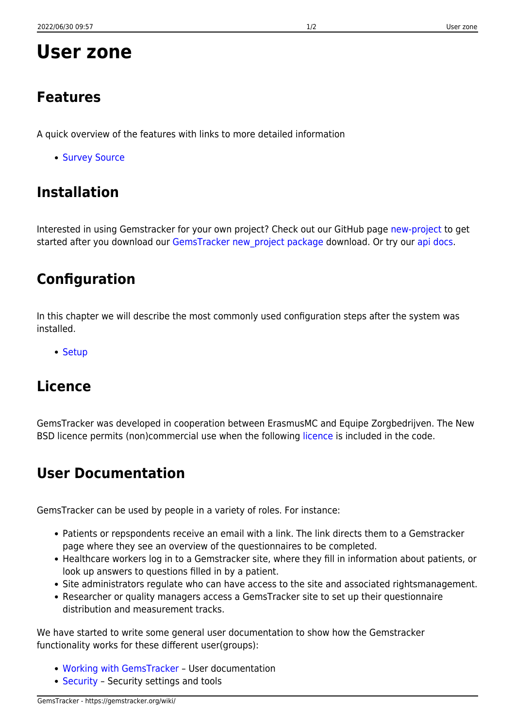# User zone

## Features

A quick overview of the features with links to more detailed information

- Survey Source

## Installation

Interested in using Gemstracker for your own project? Check out our GitHub page new-project to get started after you download our GemsTracker new_project package download. Or try our api docs.

## Configuration

In this chapter we will describe the most commonly used configuration steps after the system was installed.

- Setup

## Licence

GemsTracker was developed in cooperation between ErasmusMC and Equipe Zorgbedrijven. The New BSD licence permits (non)commercial use when the following licence is included in the code.

## User Documentation

GemsTracker can be used by people in a variety of roles. For instance:

- Patients or repspondents receive an email with a link. The link directs them to a Gemstracker page where they see an overview of the questionnaires to be completed.
- Healthcare workers log in to a Gemstracker site, where they fill in information about patients, or look up answers to questions filled in by a patient.
- Site administrators regulate who can have access to the site and associated rightsmanagement.
- Researcher or quality managers access a GemsTracker site to set up their questionnaire distribution and measurement tracks.

We have started to write some general user documentation to show how the Gemstracker functionality works for these different user(groups):

- Working with GemsTracker – User documentation
- Security – Security settings and tools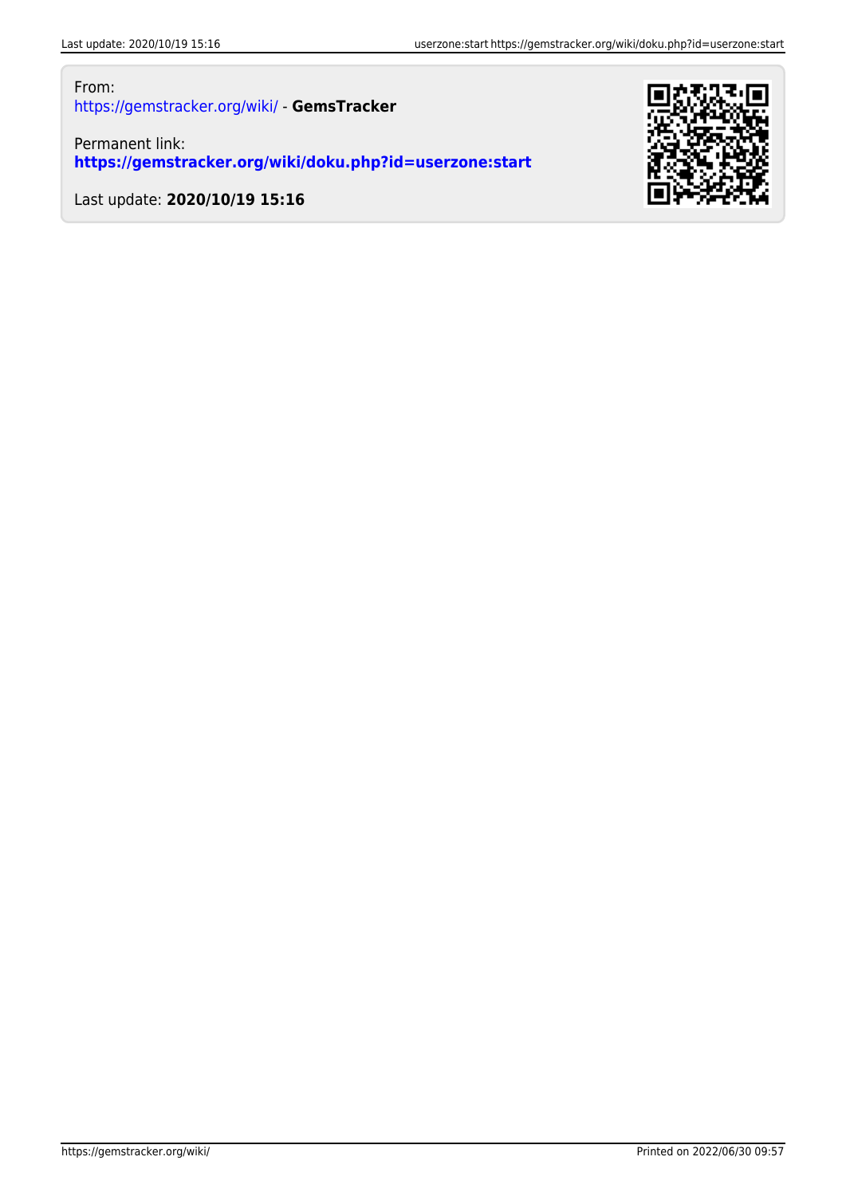From:
https://gemstracker.org/wiki/ - **GemsTracker**

Permanent link:
**https://gemstracker.org/wiki/doku.php?id=userzone:start**

Last update: **2020/10/19 15:16**